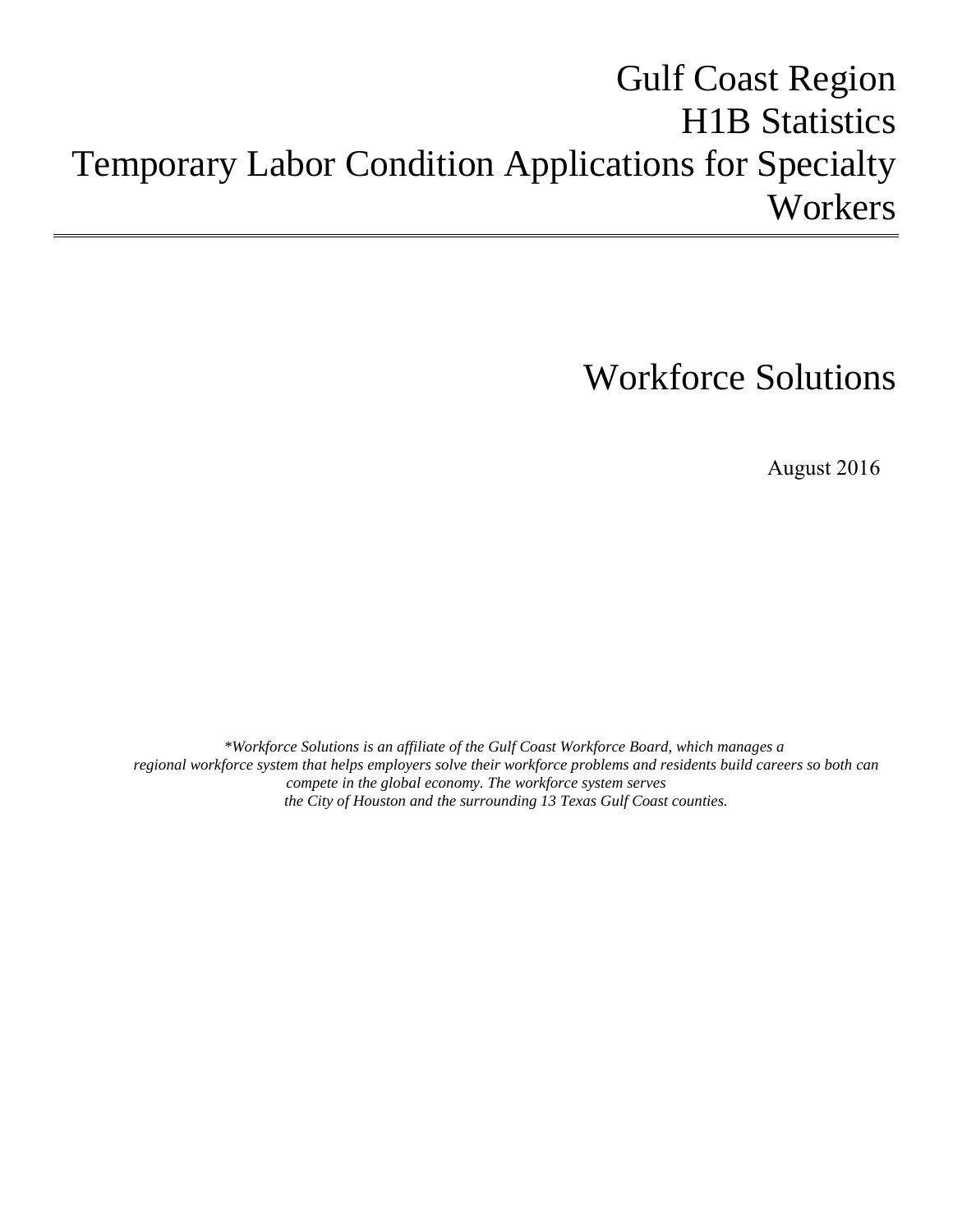# Gulf Coast Region
# H1B Statistics
# Temporary Labor Condition Applications for Specialty Workers

---

## Workforce Solutions

August 2016

*\*Workforce Solutions is an affiliate of the Gulf Coast Workforce Board, which manages a regional workforce system that helps employers solve their workforce problems and residents build careers so both can compete in the global economy. The workforce system serves the City of Houston and the surrounding 13 Texas Gulf Coast counties.*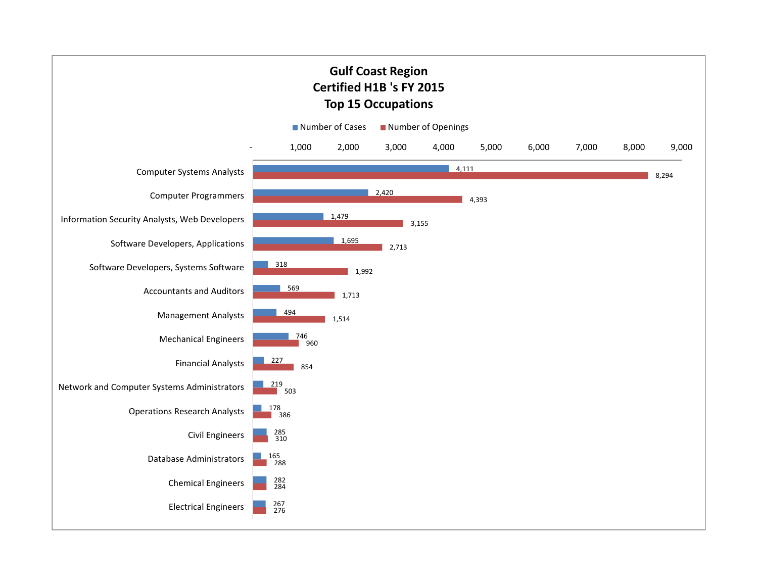# Gulf Coast Region
## Certified H1B 's FY 2015
## Top 15 Occupations

| Occupation | Number of Cases | Number of Openings |
|---|---|---|
| Computer Systems Analysts | 4,111 | 8,294 |
| Computer Programmers | 2,420 | 4,393 |
| Information Security Analysts, Web Developers | 1,479 | 3,155 |
| Software Developers, Applications | 1,695 | 2,713 |
| Software Developers, Systems Software | 318 | 1,992 |
| Accountants and Auditors | 569 | 1,713 |
| Management Analysts | 494 | 1,514 |
| Mechanical Engineers | 746 | 960 |
| Financial Analysts | 227 | 854 |
| Network and Computer Systems Administrators | 219 | 503 |
| Operations Research Analysts | 178 | 386 |
| Civil Engineers | 285 | 310 |
| Database Administrators | 165 | 288 |
| Chemical Engineers | 282 | 284 |
| Electrical Engineers | 267 | 276 |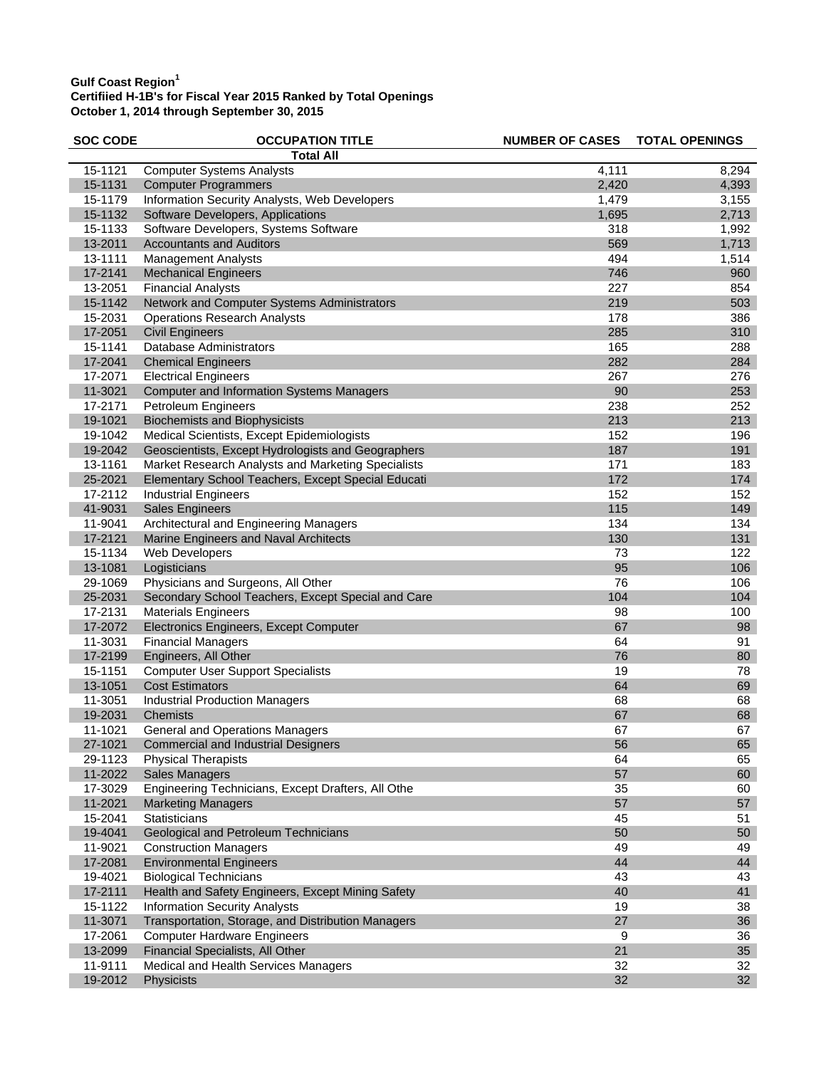**Gulf Coast Region[1]**
**Certifiied H-1B's for Fiscal Year 2015 Ranked by Total Openings**
**October 1, 2014 through September 30, 2015**

| SOC CODE | OCCUPATION TITLE | NUMBER OF CASES | TOTAL OPENINGS |
|---|---|---|---|
| | **Total All** | | |
| 15-1121 | Computer Systems Analysts | 4,111 | 8,294 |
| 15-1131 | Computer Programmers | 2,420 | 4,393 |
| 15-1179 | Information Security Analysts, Web Developers | 1,479 | 3,155 |
| 15-1132 | Software Developers, Applications | 1,695 | 2,713 |
| 15-1133 | Software Developers, Systems Software | 318 | 1,992 |
| 13-2011 | Accountants and Auditors | 569 | 1,713 |
| 13-1111 | Management Analysts | 494 | 1,514 |
| 17-2141 | Mechanical Engineers | 746 | 960 |
| 13-2051 | Financial Analysts | 227 | 854 |
| 15-1142 | Network and Computer Systems Administrators | 219 | 503 |
| 15-2031 | Operations Research Analysts | 178 | 386 |
| 17-2051 | Civil Engineers | 285 | 310 |
| 15-1141 | Database Administrators | 165 | 288 |
| 17-2041 | Chemical Engineers | 282 | 284 |
| 17-2071 | Electrical Engineers | 267 | 276 |
| 11-3021 | Computer and Information Systems Managers | 90 | 253 |
| 17-2171 | Petroleum Engineers | 238 | 252 |
| 19-1021 | Biochemists and Biophysicists | 213 | 213 |
| 19-1042 | Medical Scientists, Except Epidemiologists | 152 | 196 |
| 19-2042 | Geoscientists, Except Hydrologists and Geographers | 187 | 191 |
| 13-1161 | Market Research Analysts and Marketing Specialists | 171 | 183 |
| 25-2021 | Elementary School Teachers, Except Special Educati | 172 | 174 |
| 17-2112 | Industrial Engineers | 152 | 152 |
| 41-9031 | Sales Engineers | 115 | 149 |
| 11-9041 | Architectural and Engineering Managers | 134 | 134 |
| 17-2121 | Marine Engineers and Naval Architects | 130 | 131 |
| 15-1134 | Web Developers | 73 | 122 |
| 13-1081 | Logisticians | 95 | 106 |
| 29-1069 | Physicians and Surgeons, All Other | 76 | 106 |
| 25-2031 | Secondary School Teachers, Except Special and Care | 104 | 104 |
| 17-2131 | Materials Engineers | 98 | 100 |
| 17-2072 | Electronics Engineers, Except Computer | 67 | 98 |
| 11-3031 | Financial Managers | 64 | 91 |
| 17-2199 | Engineers, All Other | 76 | 80 |
| 15-1151 | Computer User Support Specialists | 19 | 78 |
| 13-1051 | Cost Estimators | 64 | 69 |
| 11-3051 | Industrial Production Managers | 68 | 68 |
| 19-2031 | Chemists | 67 | 68 |
| 11-1021 | General and Operations Managers | 67 | 67 |
| 27-1021 | Commercial and Industrial Designers | 56 | 65 |
| 29-1123 | Physical Therapists | 64 | 65 |
| 11-2022 | Sales Managers | 57 | 60 |
| 17-3029 | Engineering Technicians, Except Drafters, All Othe | 35 | 60 |
| 11-2021 | Marketing Managers | 57 | 57 |
| 15-2041 | Statisticians | 45 | 51 |
| 19-4041 | Geological and Petroleum Technicians | 50 | 50 |
| 11-9021 | Construction Managers | 49 | 49 |
| 17-2081 | Environmental Engineers | 44 | 44 |
| 19-4021 | Biological Technicians | 43 | 43 |
| 17-2111 | Health and Safety Engineers, Except Mining Safety | 40 | 41 |
| 15-1122 | Information Security Analysts | 19 | 38 |
| 11-3071 | Transportation, Storage, and Distribution Managers | 27 | 36 |
| 17-2061 | Computer Hardware Engineers | 9 | 36 |
| 13-2099 | Financial Specialists, All Other | 21 | 35 |
| 11-9111 | Medical and Health Services Managers | 32 | 32 |
| 19-2012 | Physicists | 32 | 32 |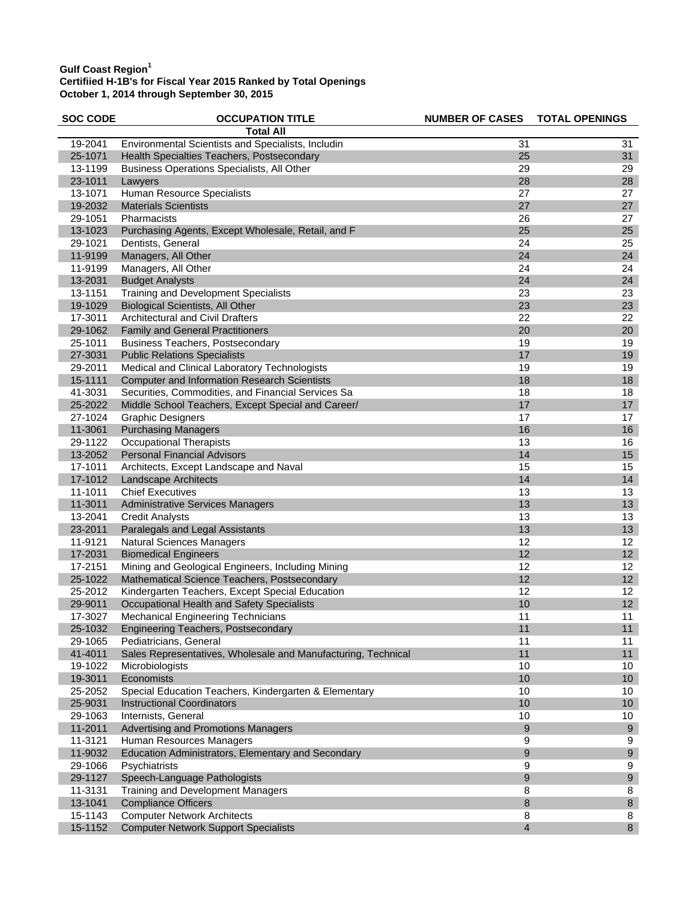**Gulf Coast Region[1]**
**Certifiied H-1B's for Fiscal Year 2015 Ranked by Total Openings**
**October 1, 2014 through September 30, 2015**

| SOC CODE | OCCUPATION TITLE | NUMBER OF CASES | TOTAL OPENINGS |
|---|---|---|---|
| | **Total All** | | |
| 19-2041 | Environmental Scientists and Specialists, Includin | 31 | 31 |
| 25-1071 | Health Specialties Teachers, Postsecondary | 25 | 31 |
| 13-1199 | Business Operations Specialists, All Other | 29 | 29 |
| 23-1011 | Lawyers | 28 | 28 |
| 13-1071 | Human Resource Specialists | 27 | 27 |
| 19-2032 | Materials Scientists | 27 | 27 |
| 29-1051 | Pharmacists | 26 | 27 |
| 13-1023 | Purchasing Agents, Except Wholesale, Retail, and F | 25 | 25 |
| 29-1021 | Dentists, General | 24 | 25 |
| 11-9199 | Managers, All Other | 24 | 24 |
| 11-9199 | Managers, All Other | 24 | 24 |
| 13-2031 | Budget Analysts | 24 | 24 |
| 13-1151 | Training and Development Specialists | 23 | 23 |
| 19-1029 | Biological Scientists, All Other | 23 | 23 |
| 17-3011 | Architectural and Civil Drafters | 22 | 22 |
| 29-1062 | Family and General Practitioners | 20 | 20 |
| 25-1011 | Business Teachers, Postsecondary | 19 | 19 |
| 27-3031 | Public Relations Specialists | 17 | 19 |
| 29-2011 | Medical and Clinical Laboratory Technologists | 19 | 19 |
| 15-1111 | Computer and Information Research Scientists | 18 | 18 |
| 41-3031 | Securities, Commodities, and Financial Services Sa | 18 | 18 |
| 25-2022 | Middle School Teachers, Except Special and Career/ | 17 | 17 |
| 27-1024 | Graphic Designers | 17 | 17 |
| 11-3061 | Purchasing Managers | 16 | 16 |
| 29-1122 | Occupational Therapists | 13 | 16 |
| 13-2052 | Personal Financial Advisors | 14 | 15 |
| 17-1011 | Architects, Except Landscape and Naval | 15 | 15 |
| 17-1012 | Landscape Architects | 14 | 14 |
| 11-1011 | Chief Executives | 13 | 13 |
| 11-3011 | Administrative Services Managers | 13 | 13 |
| 13-2041 | Credit Analysts | 13 | 13 |
| 23-2011 | Paralegals and Legal Assistants | 13 | 13 |
| 11-9121 | Natural Sciences Managers | 12 | 12 |
| 17-2031 | Biomedical Engineers | 12 | 12 |
| 17-2151 | Mining and Geological Engineers, Including Mining | 12 | 12 |
| 25-1022 | Mathematical Science Teachers, Postsecondary | 12 | 12 |
| 25-2012 | Kindergarten Teachers, Except Special Education | 12 | 12 |
| 29-9011 | Occupational Health and Safety Specialists | 10 | 12 |
| 17-3027 | Mechanical Engineering Technicians | 11 | 11 |
| 25-1032 | Engineering Teachers, Postsecondary | 11 | 11 |
| 29-1065 | Pediatricians, General | 11 | 11 |
| 41-4011 | Sales Representatives, Wholesale and Manufacturing, Technical | 11 | 11 |
| 19-1022 | Microbiologists | 10 | 10 |
| 19-3011 | Economists | 10 | 10 |
| 25-2052 | Special Education Teachers, Kindergarten & Elementary | 10 | 10 |
| 25-9031 | Instructional Coordinators | 10 | 10 |
| 29-1063 | Internists, General | 10 | 10 |
| 11-2011 | Advertising and Promotions Managers | 9 | 9 |
| 11-3121 | Human Resources Managers | 9 | 9 |
| 11-9032 | Education Administrators, Elementary and Secondary | 9 | 9 |
| 29-1066 | Psychiatrists | 9 | 9 |
| 29-1127 | Speech-Language Pathologists | 9 | 9 |
| 11-3131 | Training and Development Managers | 8 | 8 |
| 13-1041 | Compliance Officers | 8 | 8 |
| 15-1143 | Computer Network Architects | 8 | 8 |
| 15-1152 | Computer Network Support Specialists | 4 | 8 |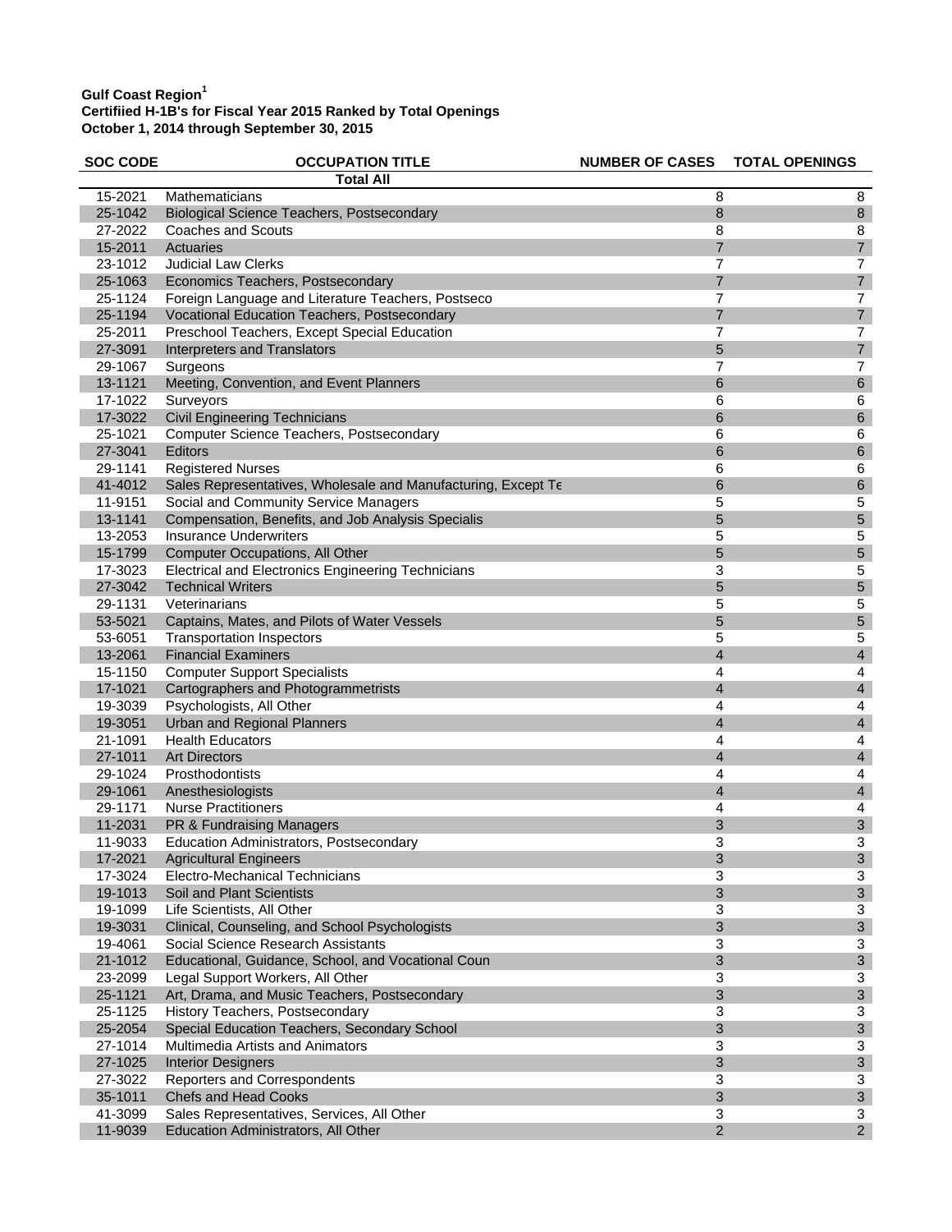**Gulf Coast Region[1]**
**Certifiied H-1B's for Fiscal Year 2015 Ranked by Total Openings**
**October 1, 2014 through September 30, 2015**

| SOC CODE | OCCUPATION TITLE | NUMBER OF CASES | TOTAL OPENINGS |
|---|---|---|---|
| | **Total All** | | |
| 15-2021 | Mathematicians | 8 | 8 |
| 25-1042 | Biological Science Teachers, Postsecondary | 8 | 8 |
| 27-2022 | Coaches and Scouts | 8 | 8 |
| 15-2011 | Actuaries | 7 | 7 |
| 23-1012 | Judicial Law Clerks | 7 | 7 |
| 25-1063 | Economics Teachers, Postsecondary | 7 | 7 |
| 25-1124 | Foreign Language and Literature Teachers, Postseco | 7 | 7 |
| 25-1194 | Vocational Education Teachers, Postsecondary | 7 | 7 |
| 25-2011 | Preschool Teachers, Except Special Education | 7 | 7 |
| 27-3091 | Interpreters and Translators | 5 | 7 |
| 29-1067 | Surgeons | 7 | 7 |
| 13-1121 | Meeting, Convention, and Event Planners | 6 | 6 |
| 17-1022 | Surveyors | 6 | 6 |
| 17-3022 | Civil Engineering Technicians | 6 | 6 |
| 25-1021 | Computer Science Teachers, Postsecondary | 6 | 6 |
| 27-3041 | Editors | 6 | 6 |
| 29-1141 | Registered Nurses | 6 | 6 |
| 41-4012 | Sales Representatives, Wholesale and Manufacturing, Except Te | 6 | 6 |
| 11-9151 | Social and Community Service Managers | 5 | 5 |
| 13-1141 | Compensation, Benefits, and Job Analysis Specialis | 5 | 5 |
| 13-2053 | Insurance Underwriters | 5 | 5 |
| 15-1799 | Computer Occupations, All Other | 5 | 5 |
| 17-3023 | Electrical and Electronics Engineering Technicians | 3 | 5 |
| 27-3042 | Technical Writers | 5 | 5 |
| 29-1131 | Veterinarians | 5 | 5 |
| 53-5021 | Captains, Mates, and Pilots of Water Vessels | 5 | 5 |
| 53-6051 | Transportation Inspectors | 5 | 5 |
| 13-2061 | Financial Examiners | 4 | 4 |
| 15-1150 | Computer Support Specialists | 4 | 4 |
| 17-1021 | Cartographers and Photogrammetrists | 4 | 4 |
| 19-3039 | Psychologists, All Other | 4 | 4 |
| 19-3051 | Urban and Regional Planners | 4 | 4 |
| 21-1091 | Health Educators | 4 | 4 |
| 27-1011 | Art Directors | 4 | 4 |
| 29-1024 | Prosthodontists | 4 | 4 |
| 29-1061 | Anesthesiologists | 4 | 4 |
| 29-1171 | Nurse Practitioners | 4 | 4 |
| 11-2031 | PR & Fundraising Managers | 3 | 3 |
| 11-9033 | Education Administrators, Postsecondary | 3 | 3 |
| 17-2021 | Agricultural Engineers | 3 | 3 |
| 17-3024 | Electro-Mechanical Technicians | 3 | 3 |
| 19-1013 | Soil and Plant Scientists | 3 | 3 |
| 19-1099 | Life Scientists, All Other | 3 | 3 |
| 19-3031 | Clinical, Counseling, and School Psychologists | 3 | 3 |
| 19-4061 | Social Science Research Assistants | 3 | 3 |
| 21-1012 | Educational, Guidance, School, and Vocational Coun | 3 | 3 |
| 23-2099 | Legal Support Workers, All Other | 3 | 3 |
| 25-1121 | Art, Drama, and Music Teachers, Postsecondary | 3 | 3 |
| 25-1125 | History Teachers, Postsecondary | 3 | 3 |
| 25-2054 | Special Education Teachers, Secondary School | 3 | 3 |
| 27-1014 | Multimedia Artists and Animators | 3 | 3 |
| 27-1025 | Interior Designers | 3 | 3 |
| 27-3022 | Reporters and Correspondents | 3 | 3 |
| 35-1011 | Chefs and Head Cooks | 3 | 3 |
| 41-3099 | Sales Representatives, Services, All Other | 3 | 3 |
| 11-9039 | Education Administrators, All Other | 2 | 2 |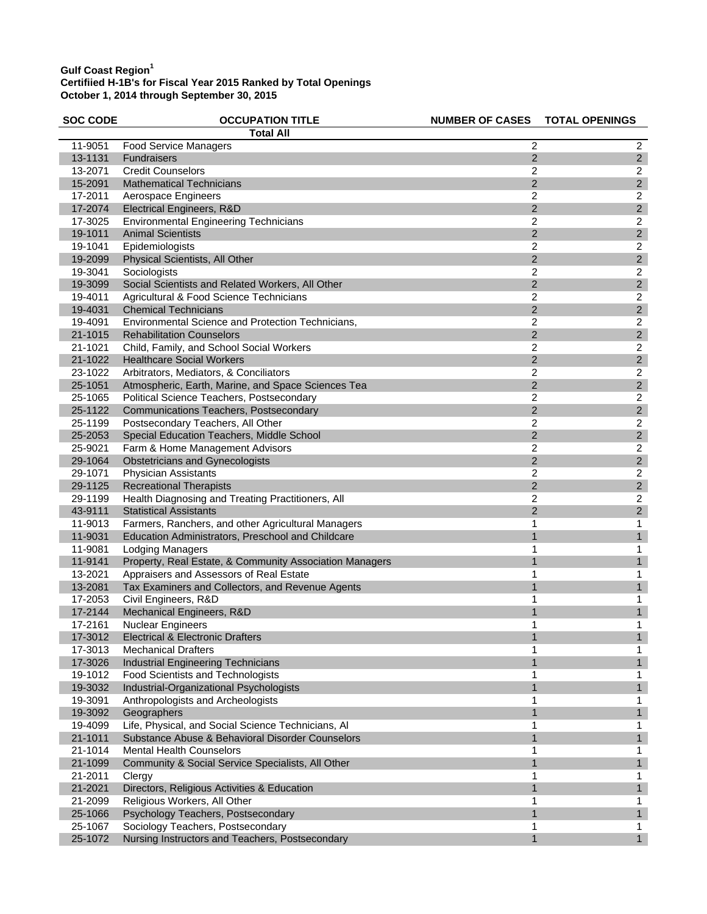**Gulf Coast Region[1]**
**Certifiied H-1B's for Fiscal Year 2015 Ranked by Total Openings**
**October 1, 2014 through September 30, 2015**

| SOC CODE | OCCUPATION TITLE | NUMBER OF CASES | TOTAL OPENINGS |
|---|---|---|---|
| | **Total All** | | |
| 11-9051 | Food Service Managers | 2 | 2 |
| 13-1131 | Fundraisers | 2 | 2 |
| 13-2071 | Credit Counselors | 2 | 2 |
| 15-2091 | Mathematical Technicians | 2 | 2 |
| 17-2011 | Aerospace Engineers | 2 | 2 |
| 17-2074 | Electrical Engineers, R&D | 2 | 2 |
| 17-3025 | Environmental Engineering Technicians | 2 | 2 |
| 19-1011 | Animal Scientists | 2 | 2 |
| 19-1041 | Epidemiologists | 2 | 2 |
| 19-2099 | Physical Scientists, All Other | 2 | 2 |
| 19-3041 | Sociologists | 2 | 2 |
| 19-3099 | Social Scientists and Related Workers, All Other | 2 | 2 |
| 19-4011 | Agricultural & Food Science Technicians | 2 | 2 |
| 19-4031 | Chemical Technicians | 2 | 2 |
| 19-4091 | Environmental Science and Protection Technicians, | 2 | 2 |
| 21-1015 | Rehabilitation Counselors | 2 | 2 |
| 21-1021 | Child, Family, and School Social Workers | 2 | 2 |
| 21-1022 | Healthcare Social Workers | 2 | 2 |
| 23-1022 | Arbitrators, Mediators, & Conciliators | 2 | 2 |
| 25-1051 | Atmospheric, Earth, Marine, and Space Sciences Tea | 2 | 2 |
| 25-1065 | Political Science Teachers, Postsecondary | 2 | 2 |
| 25-1122 | Communications Teachers, Postsecondary | 2 | 2 |
| 25-1199 | Postsecondary Teachers, All Other | 2 | 2 |
| 25-2053 | Special Education Teachers, Middle School | 2 | 2 |
| 25-9021 | Farm & Home Management Advisors | 2 | 2 |
| 29-1064 | Obstetricians and Gynecologists | 2 | 2 |
| 29-1071 | Physician Assistants | 2 | 2 |
| 29-1125 | Recreational Therapists | 2 | 2 |
| 29-1199 | Health Diagnosing and Treating Practitioners, All | 2 | 2 |
| 43-9111 | Statistical Assistants | 2 | 2 |
| 11-9013 | Farmers, Ranchers, and other Agricultural Managers | 1 | 1 |
| 11-9031 | Education Administrators, Preschool and Childcare | 1 | 1 |
| 11-9081 | Lodging Managers | 1 | 1 |
| 11-9141 | Property, Real Estate, & Community Association Managers | 1 | 1 |
| 13-2021 | Appraisers and Assessors of Real Estate | 1 | 1 |
| 13-2081 | Tax Examiners and Collectors, and Revenue Agents | 1 | 1 |
| 17-2053 | Civil Engineers, R&D | 1 | 1 |
| 17-2144 | Mechanical Engineers, R&D | 1 | 1 |
| 17-2161 | Nuclear Engineers | 1 | 1 |
| 17-3012 | Electrical & Electronic Drafters | 1 | 1 |
| 17-3013 | Mechanical Drafters | 1 | 1 |
| 17-3026 | Industrial Engineering Technicians | 1 | 1 |
| 19-1012 | Food Scientists and Technologists | 1 | 1 |
| 19-3032 | Industrial-Organizational Psychologists | 1 | 1 |
| 19-3091 | Anthropologists and Archeologists | 1 | 1 |
| 19-3092 | Geographers | 1 | 1 |
| 19-4099 | Life, Physical, and Social Science Technicians, Al | 1 | 1 |
| 21-1011 | Substance Abuse & Behavioral Disorder Counselors | 1 | 1 |
| 21-1014 | Mental Health Counselors | 1 | 1 |
| 21-1099 | Community & Social Service Specialists, All Other | 1 | 1 |
| 21-2011 | Clergy | 1 | 1 |
| 21-2021 | Directors, Religious Activities & Education | 1 | 1 |
| 21-2099 | Religious Workers, All Other | 1 | 1 |
| 25-1066 | Psychology Teachers, Postsecondary | 1 | 1 |
| 25-1067 | Sociology Teachers, Postsecondary | 1 | 1 |
| 25-1072 | Nursing Instructors and Teachers, Postsecondary | 1 | 1 |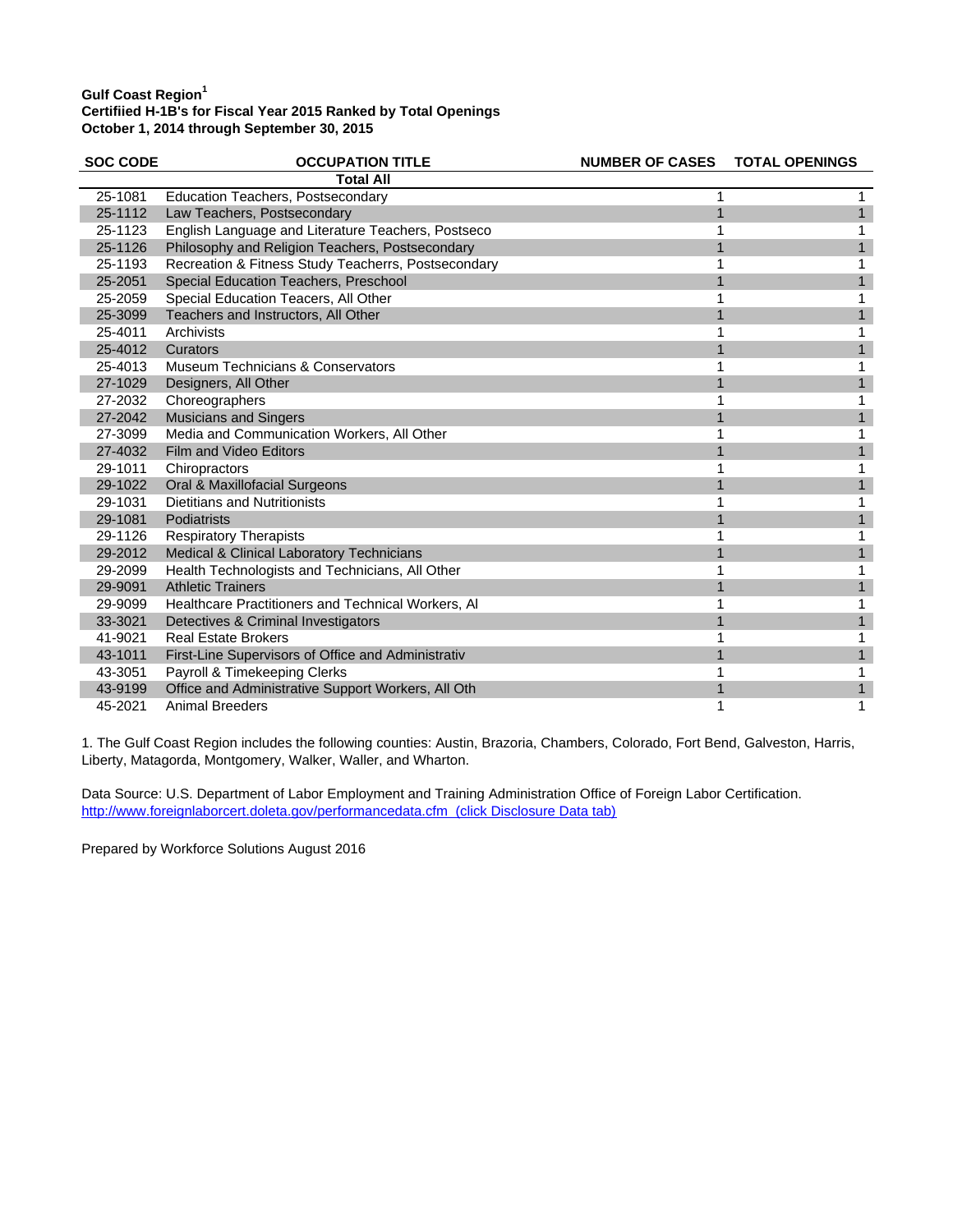**Gulf Coast Region[1]**
**Certifiied H-1B's for Fiscal Year 2015 Ranked by Total Openings**
**October 1, 2014 through September 30, 2015**

| SOC CODE | OCCUPATION TITLE | NUMBER OF CASES | TOTAL OPENINGS |
|---|---|---|---|
| | **Total All** | | |
| 25-1081 | Education Teachers, Postsecondary | 1 | 1 |
| 25-1112 | Law Teachers, Postsecondary | 1 | 1 |
| 25-1123 | English Language and Literature Teachers, Postseco | 1 | 1 |
| 25-1126 | Philosophy and Religion Teachers, Postsecondary | 1 | 1 |
| 25-1193 | Recreation & Fitness Study Teacherrs, Postsecondary | 1 | 1 |
| 25-2051 | Special Education Teachers, Preschool | 1 | 1 |
| 25-2059 | Special Education Teacers, All Other | 1 | 1 |
| 25-3099 | Teachers and Instructors, All Other | 1 | 1 |
| 25-4011 | Archivists | 1 | 1 |
| 25-4012 | Curators | 1 | 1 |
| 25-4013 | Museum Technicians & Conservators | 1 | 1 |
| 27-1029 | Designers, All Other | 1 | 1 |
| 27-2032 | Choreographers | 1 | 1 |
| 27-2042 | Musicians and Singers | 1 | 1 |
| 27-3099 | Media and Communication Workers, All Other | 1 | 1 |
| 27-4032 | Film and Video Editors | 1 | 1 |
| 29-1011 | Chiropractors | 1 | 1 |
| 29-1022 | Oral & Maxillofacial Surgeons | 1 | 1 |
| 29-1031 | Dietitians and Nutritionists | 1 | 1 |
| 29-1081 | Podiatrists | 1 | 1 |
| 29-1126 | Respiratory Therapists | 1 | 1 |
| 29-2012 | Medical & Clinical Laboratory Technicians | 1 | 1 |
| 29-2099 | Health Technologists and Technicians, All Other | 1 | 1 |
| 29-9091 | Athletic Trainers | 1 | 1 |
| 29-9099 | Healthcare Practitioners and Technical Workers, Al | 1 | 1 |
| 33-3021 | Detectives & Criminal Investigators | 1 | 1 |
| 41-9021 | Real Estate Brokers | 1 | 1 |
| 43-1011 | First-Line Supervisors of Office and Administrativ | 1 | 1 |
| 43-3051 | Payroll & Timekeeping Clerks | 1 | 1 |
| 43-9199 | Office and Administrative Support Workers, All Oth | 1 | 1 |
| 45-2021 | Animal Breeders | 1 | 1 |

1. The Gulf Coast Region includes the following counties: Austin, Brazoria, Chambers, Colorado, Fort Bend, Galveston, Harris, Liberty, Matagorda, Montgomery, Walker, Waller, and Wharton.

Data Source: U.S. Department of Labor Employment and Training Administration Office of Foreign Labor Certification.
http://www.foreignlaborcert.doleta.gov/performancedata.cfm (click Disclosure Data tab)

Prepared by Workforce Solutions August 2016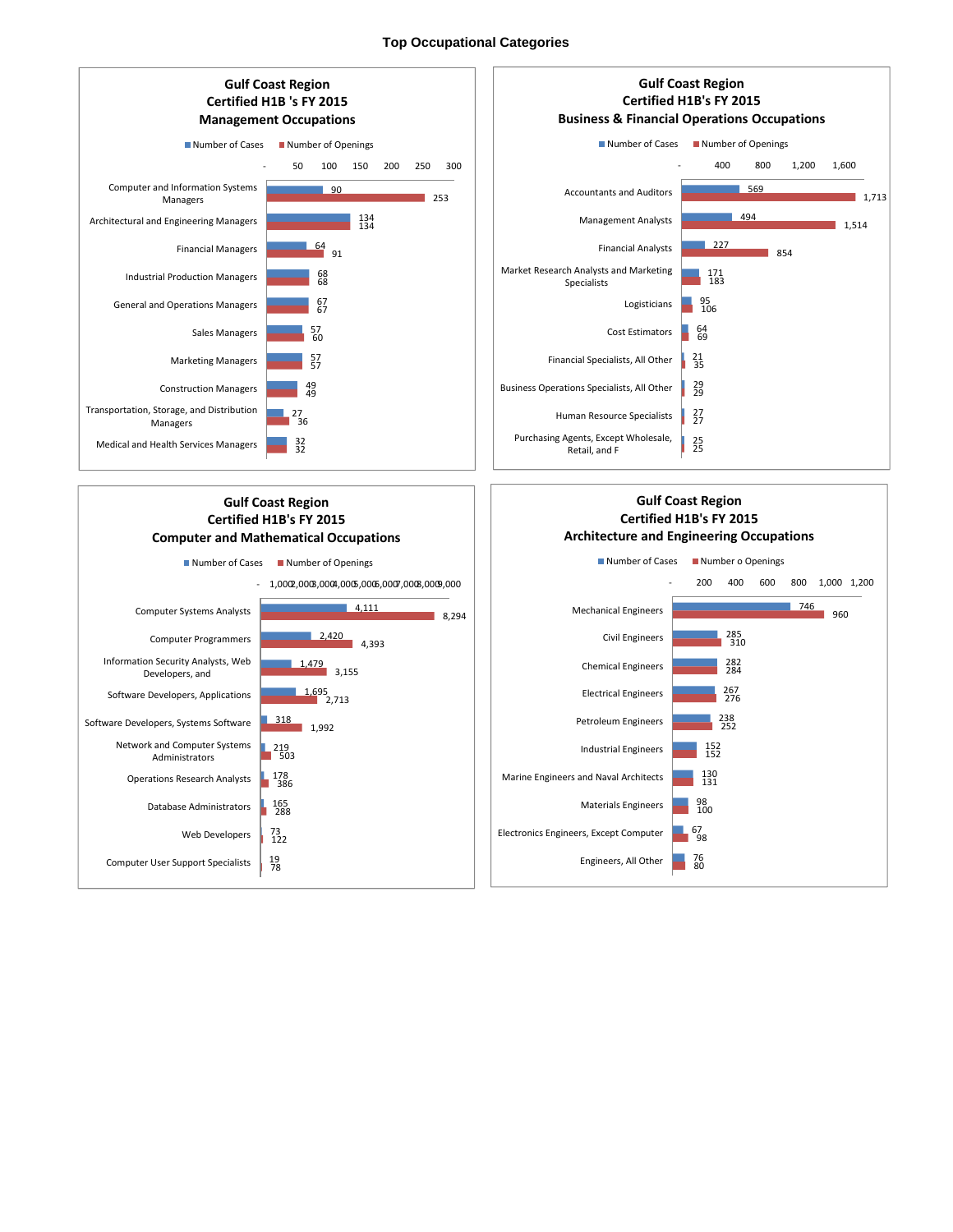# Top Occupational Categories

## Gulf Coast Region Certified H1B 's FY 2015 Management Occupations

| Occupation | Number of Cases | Number of Openings |
|---|---|---|
| Computer and Information Systems Managers | 90 | 253 |
| Architectural and Engineering Managers | 134 | 134 |
| Financial Managers | 64 | 91 |
| Industrial Production Managers | 68 | 68 |
| General and Operations Managers | 67 | 67 |
| Sales Managers | 57 | 60 |
| Marketing Managers | 57 | 57 |
| Construction Managers | 49 | 49 |
| Transportation, Storage, and Distribution Managers | 27 | 36 |
| Medical and Health Services Managers | 32 | 32 |

## Gulf Coast Region Certified H1B's FY 2015 Business & Financial Operations Occupations

| Occupation | Number of Cases | Number of Openings |
|---|---|---|
| Accountants and Auditors | 569 | 1,713 |
| Management Analysts | 494 | 1,514 |
| Financial Analysts | 227 | 854 |
| Market Research Analysts and Marketing Specialists | 171 | 183 |
| Logisticians | 95 | 106 |
| Cost Estimators | 64 | 69 |
| Financial Specialists, All Other | 21 | 35 |
| Business Operations Specialists, All Other | 29 | 29 |
| Human Resource Specialists | 27 | 27 |
| Purchasing Agents, Except Wholesale, Retail, and F | 25 | 25 |

## Gulf Coast Region Certified H1B's FY 2015 Computer and Mathematical Occupations

| Occupation | Number of Cases | Number of Openings |
|---|---|---|
| Computer Systems Analysts | 4,111 | 8,294 |
| Computer Programmers | 2,420 | 4,393 |
| Information Security Analysts, Web Developers, and | 1,479 | 3,155 |
| Software Developers, Applications | 1,695 | 2,713 |
| Software Developers, Systems Software | 318 | 1,992 |
| Network and Computer Systems Administrators | 219 | 503 |
| Operations Research Analysts | 178 | 386 |
| Database Administrators | 165 | 288 |
| Web Developers | 73 | 122 |
| Computer User Support Specialists | 19 | 78 |

## Gulf Coast Region Certified H1B's FY 2015 Architecture and Engineering Occupations

| Occupation | Number of Cases | Number o Openings |
|---|---|---|
| Mechanical Engineers | 746 | 960 |
| Civil Engineers | 285 | 310 |
| Chemical Engineers | 282 | 284 |
| Electrical Engineers | 267 | 276 |
| Petroleum Engineers | 238 | 252 |
| Industrial Engineers | 152 | 152 |
| Marine Engineers and Naval Architects | 130 | 131 |
| Materials Engineers | 98 | 100 |
| Electronics Engineers, Except Computer | 67 | 98 |
| Engineers, All Other | 76 | 80 |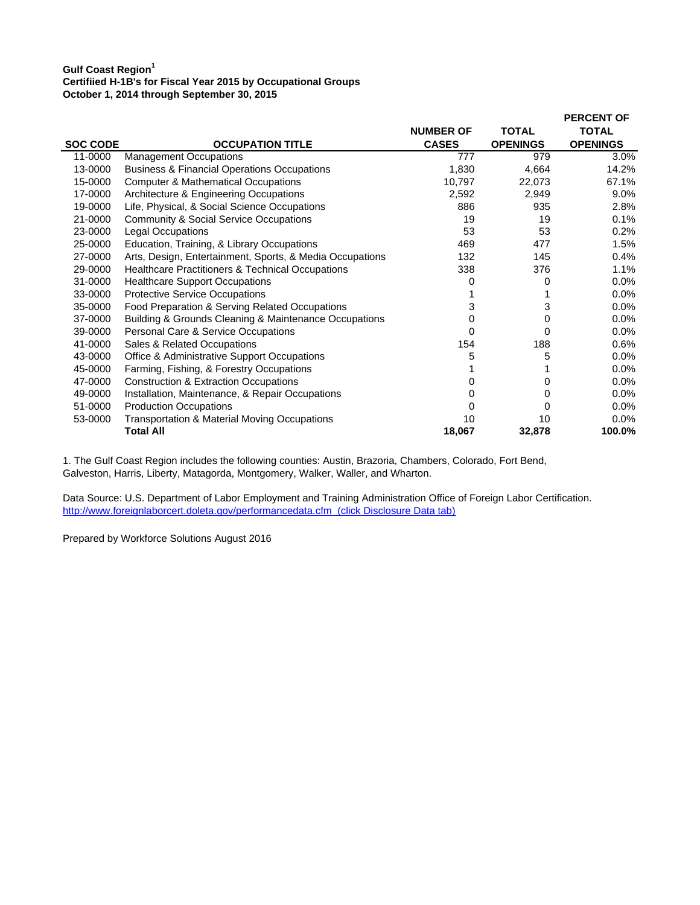**Gulf Coast Region[1]**
**Certifiied H-1B's for Fiscal Year 2015 by Occupational Groups**
**October 1, 2014 through September 30, 2015**

| SOC CODE | OCCUPATION TITLE | NUMBER OF CASES | TOTAL OPENINGS | PERCENT OF TOTAL OPENINGS |
|---|---|---|---|---|
| 11-0000 | Management Occupations | 777 | 979 | 3.0% |
| 13-0000 | Business & Financial Operations Occupations | 1,830 | 4,664 | 14.2% |
| 15-0000 | Computer & Mathematical Occupations | 10,797 | 22,073 | 67.1% |
| 17-0000 | Architecture & Engineering Occupations | 2,592 | 2,949 | 9.0% |
| 19-0000 | Life, Physical, & Social Science Occupations | 886 | 935 | 2.8% |
| 21-0000 | Community & Social Service Occupations | 19 | 19 | 0.1% |
| 23-0000 | Legal Occupations | 53 | 53 | 0.2% |
| 25-0000 | Education, Training, & Library Occupations | 469 | 477 | 1.5% |
| 27-0000 | Arts, Design, Entertainment, Sports, & Media Occupations | 132 | 145 | 0.4% |
| 29-0000 | Healthcare Practitioners & Technical Occupations | 338 | 376 | 1.1% |
| 31-0000 | Healthcare Support Occupations | 0 | 0 | 0.0% |
| 33-0000 | Protective Service Occupations | 1 | 1 | 0.0% |
| 35-0000 | Food Preparation & Serving Related Occupations | 3 | 3 | 0.0% |
| 37-0000 | Building & Grounds Cleaning & Maintenance Occupations | 0 | 0 | 0.0% |
| 39-0000 | Personal Care & Service Occupations | 0 | 0 | 0.0% |
| 41-0000 | Sales & Related Occupations | 154 | 188 | 0.6% |
| 43-0000 | Office & Administrative Support Occupations | 5 | 5 | 0.0% |
| 45-0000 | Farming, Fishing, & Forestry Occupations | 1 | 1 | 0.0% |
| 47-0000 | Construction & Extraction Occupations | 0 | 0 | 0.0% |
| 49-0000 | Installation, Maintenance, & Repair Occupations | 0 | 0 | 0.0% |
| 51-0000 | Production Occupations | 0 | 0 | 0.0% |
| 53-0000 | Transportation & Material Moving Occupations | 10 | 10 | 0.0% |
| | **Total All** | **18,067** | **32,878** | **100.0%** |

1. The Gulf Coast Region includes the following counties: Austin, Brazoria, Chambers, Colorado, Fort Bend, Galveston, Harris, Liberty, Matagorda, Montgomery, Walker, Waller, and Wharton.

Data Source: U.S. Department of Labor Employment and Training Administration Office of Foreign Labor Certification.
http://www.foreignlaborcert.doleta.gov/performancedata.cfm (click Disclosure Data tab)

Prepared by Workforce Solutions August 2016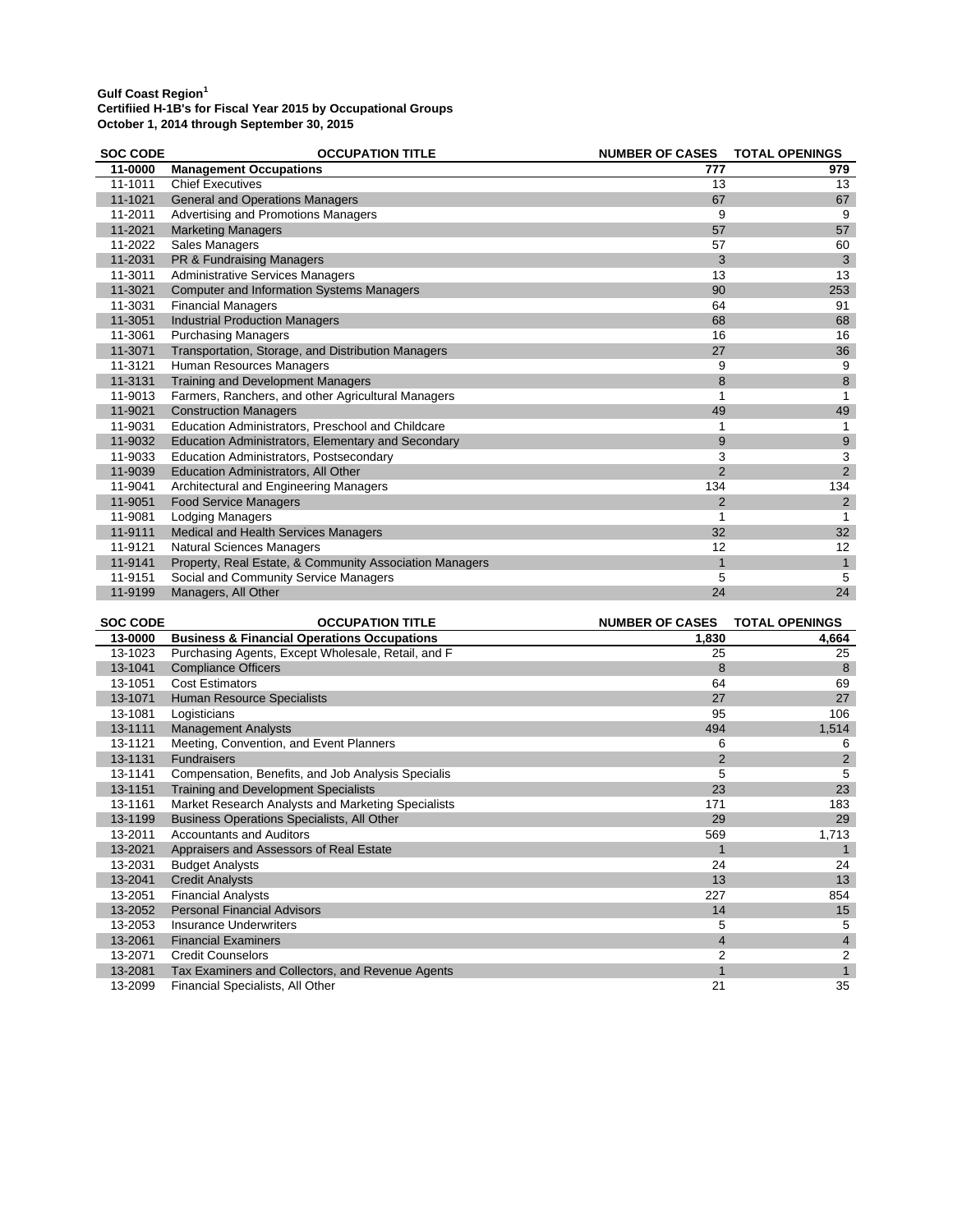**Gulf Coast Region[1]**
**Certifiied H-1B's for Fiscal Year 2015 by Occupational Groups**
**October 1, 2014 through September 30, 2015**

| SOC CODE | OCCUPATION TITLE | NUMBER OF CASES | TOTAL OPENINGS |
|---|---|---|---|
| **11-0000** | **Management Occupations** | **777** | **979** |
| 11-1011 | Chief Executives | 13 | 13 |
| 11-1021 | General and Operations Managers | 67 | 67 |
| 11-2011 | Advertising and Promotions Managers | 9 | 9 |
| 11-2021 | Marketing Managers | 57 | 57 |
| 11-2022 | Sales Managers | 57 | 60 |
| 11-2031 | PR & Fundraising Managers | 3 | 3 |
| 11-3011 | Administrative Services Managers | 13 | 13 |
| 11-3021 | Computer and Information Systems Managers | 90 | 253 |
| 11-3031 | Financial Managers | 64 | 91 |
| 11-3051 | Industrial Production Managers | 68 | 68 |
| 11-3061 | Purchasing Managers | 16 | 16 |
| 11-3071 | Transportation, Storage, and Distribution Managers | 27 | 36 |
| 11-3121 | Human Resources Managers | 9 | 9 |
| 11-3131 | Training and Development Managers | 8 | 8 |
| 11-9013 | Farmers, Ranchers, and other Agricultural Managers | 1 | 1 |
| 11-9021 | Construction Managers | 49 | 49 |
| 11-9031 | Education Administrators, Preschool and Childcare | 1 | 1 |
| 11-9032 | Education Administrators, Elementary and Secondary | 9 | 9 |
| 11-9033 | Education Administrators, Postsecondary | 3 | 3 |
| 11-9039 | Education Administrators, All Other | 2 | 2 |
| 11-9041 | Architectural and Engineering Managers | 134 | 134 |
| 11-9051 | Food Service Managers | 2 | 2 |
| 11-9081 | Lodging Managers | 1 | 1 |
| 11-9111 | Medical and Health Services Managers | 32 | 32 |
| 11-9121 | Natural Sciences Managers | 12 | 12 |
| 11-9141 | Property, Real Estate, & Community Association Managers | 1 | 1 |
| 11-9151 | Social and Community Service Managers | 5 | 5 |
| 11-9199 | Managers, All Other | 24 | 24 |

| SOC CODE | OCCUPATION TITLE | NUMBER OF CASES | TOTAL OPENINGS |
|---|---|---|---|
| **13-0000** | **Business & Financial Operations Occupations** | **1,830** | **4,664** |
| 13-1023 | Purchasing Agents, Except Wholesale, Retail, and F | 25 | 25 |
| 13-1041 | Compliance Officers | 8 | 8 |
| 13-1051 | Cost Estimators | 64 | 69 |
| 13-1071 | Human Resource Specialists | 27 | 27 |
| 13-1081 | Logisticians | 95 | 106 |
| 13-1111 | Management Analysts | 494 | 1,514 |
| 13-1121 | Meeting, Convention, and Event Planners | 6 | 6 |
| 13-1131 | Fundraisers | 2 | 2 |
| 13-1141 | Compensation, Benefits, and Job Analysis Specialis | 5 | 5 |
| 13-1151 | Training and Development Specialists | 23 | 23 |
| 13-1161 | Market Research Analysts and Marketing Specialists | 171 | 183 |
| 13-1199 | Business Operations Specialists, All Other | 29 | 29 |
| 13-2011 | Accountants and Auditors | 569 | 1,713 |
| 13-2021 | Appraisers and Assessors of Real Estate | 1 | 1 |
| 13-2031 | Budget Analysts | 24 | 24 |
| 13-2041 | Credit Analysts | 13 | 13 |
| 13-2051 | Financial Analysts | 227 | 854 |
| 13-2052 | Personal Financial Advisors | 14 | 15 |
| 13-2053 | Insurance Underwriters | 5 | 5 |
| 13-2061 | Financial Examiners | 4 | 4 |
| 13-2071 | Credit Counselors | 2 | 2 |
| 13-2081 | Tax Examiners and Collectors, and Revenue Agents | 1 | 1 |
| 13-2099 | Financial Specialists, All Other | 21 | 35 |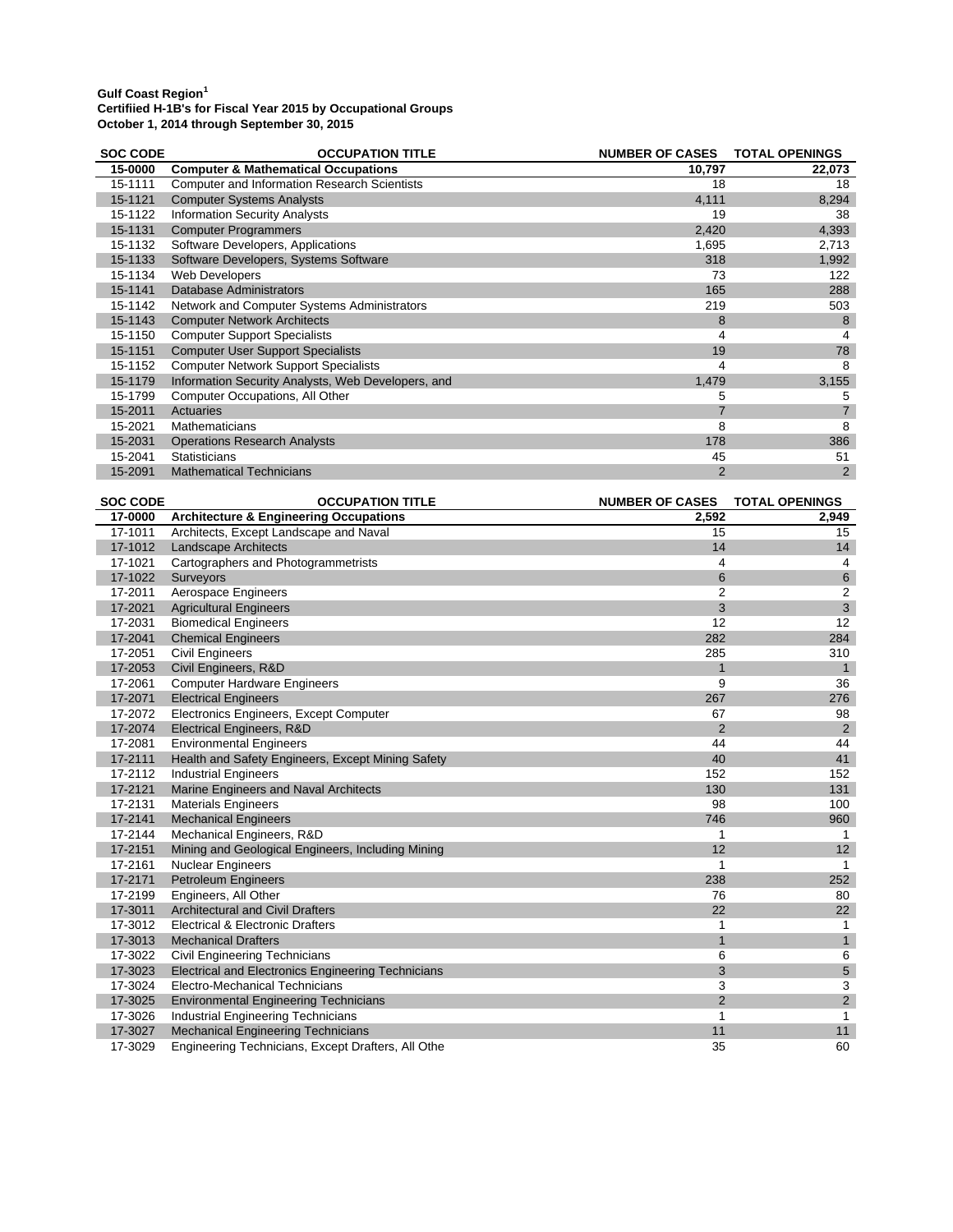**Gulf Coast Region[1]**
**Certifiied H-1B's for Fiscal Year 2015 by Occupational Groups**
**October 1, 2014 through September 30, 2015**

| SOC CODE | OCCUPATION TITLE | NUMBER OF CASES | TOTAL OPENINGS |
|---|---|---|---|
| **15-0000** | **Computer & Mathematical Occupations** | **10,797** | **22,073** |
| 15-1111 | Computer and Information Research Scientists | 18 | 18 |
| 15-1121 | Computer Systems Analysts | 4,111 | 8,294 |
| 15-1122 | Information Security Analysts | 19 | 38 |
| 15-1131 | Computer Programmers | 2,420 | 4,393 |
| 15-1132 | Software Developers, Applications | 1,695 | 2,713 |
| 15-1133 | Software Developers, Systems Software | 318 | 1,992 |
| 15-1134 | Web Developers | 73 | 122 |
| 15-1141 | Database Administrators | 165 | 288 |
| 15-1142 | Network and Computer Systems Administrators | 219 | 503 |
| 15-1143 | Computer Network Architects | 8 | 8 |
| 15-1150 | Computer Support Specialists | 4 | 4 |
| 15-1151 | Computer User Support Specialists | 19 | 78 |
| 15-1152 | Computer Network Support Specialists | 4 | 8 |
| 15-1179 | Information Security Analysts, Web Developers, and | 1,479 | 3,155 |
| 15-1799 | Computer Occupations, All Other | 5 | 5 |
| 15-2011 | Actuaries | 7 | 7 |
| 15-2021 | Mathematicians | 8 | 8 |
| 15-2031 | Operations Research Analysts | 178 | 386 |
| 15-2041 | Statisticians | 45 | 51 |
| 15-2091 | Mathematical Technicians | 2 | 2 |

| SOC CODE | OCCUPATION TITLE | NUMBER OF CASES | TOTAL OPENINGS |
|---|---|---|---|
| **17-0000** | **Architecture & Engineering Occupations** | **2,592** | **2,949** |
| 17-1011 | Architects, Except Landscape and Naval | 15 | 15 |
| 17-1012 | Landscape Architects | 14 | 14 |
| 17-1021 | Cartographers and Photogrammetrists | 4 | 4 |
| 17-1022 | Surveyors | 6 | 6 |
| 17-2011 | Aerospace Engineers | 2 | 2 |
| 17-2021 | Agricultural Engineers | 3 | 3 |
| 17-2031 | Biomedical Engineers | 12 | 12 |
| 17-2041 | Chemical Engineers | 282 | 284 |
| 17-2051 | Civil Engineers | 285 | 310 |
| 17-2053 | Civil Engineers, R&D | 1 | 1 |
| 17-2061 | Computer Hardware Engineers | 9 | 36 |
| 17-2071 | Electrical Engineers | 267 | 276 |
| 17-2072 | Electronics Engineers, Except Computer | 67 | 98 |
| 17-2074 | Electrical Engineers, R&D | 2 | 2 |
| 17-2081 | Environmental Engineers | 44 | 44 |
| 17-2111 | Health and Safety Engineers, Except Mining Safety | 40 | 41 |
| 17-2112 | Industrial Engineers | 152 | 152 |
| 17-2121 | Marine Engineers and Naval Architects | 130 | 131 |
| 17-2131 | Materials Engineers | 98 | 100 |
| 17-2141 | Mechanical Engineers | 746 | 960 |
| 17-2144 | Mechanical Engineers, R&D | 1 | 1 |
| 17-2151 | Mining and Geological Engineers, Including Mining | 12 | 12 |
| 17-2161 | Nuclear Engineers | 1 | 1 |
| 17-2171 | Petroleum Engineers | 238 | 252 |
| 17-2199 | Engineers, All Other | 76 | 80 |
| 17-3011 | Architectural and Civil Drafters | 22 | 22 |
| 17-3012 | Electrical & Electronic Drafters | 1 | 1 |
| 17-3013 | Mechanical Drafters | 1 | 1 |
| 17-3022 | Civil Engineering Technicians | 6 | 6 |
| 17-3023 | Electrical and Electronics Engineering Technicians | 3 | 5 |
| 17-3024 | Electro-Mechanical Technicians | 3 | 3 |
| 17-3025 | Environmental Engineering Technicians | 2 | 2 |
| 17-3026 | Industrial Engineering Technicians | 1 | 1 |
| 17-3027 | Mechanical Engineering Technicians | 11 | 11 |
| 17-3029 | Engineering Technicians, Except Drafters, All Othe | 35 | 60 |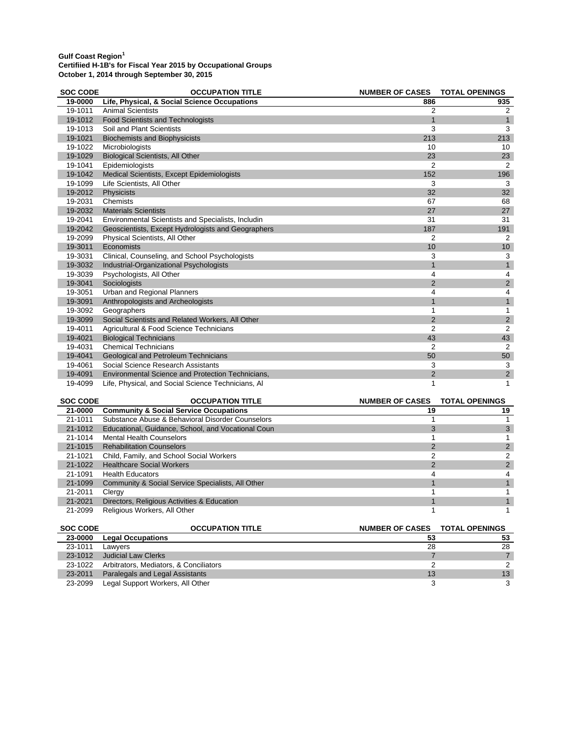**Gulf Coast Region[1]**
**Certifiied H-1B's for Fiscal Year 2015 by Occupational Groups**
**October 1, 2014 through September 30, 2015**

| SOC CODE | OCCUPATION TITLE | NUMBER OF CASES | TOTAL OPENINGS |
|---|---|---|---|
| **19-0000** | **Life, Physical, & Social Science Occupations** | **886** | **935** |
| 19-1011 | Animal Scientists | 2 | 2 |
| 19-1012 | Food Scientists and Technologists | 1 | 1 |
| 19-1013 | Soil and Plant Scientists | 3 | 3 |
| 19-1021 | Biochemists and Biophysicists | 213 | 213 |
| 19-1022 | Microbiologists | 10 | 10 |
| 19-1029 | Biological Scientists, All Other | 23 | 23 |
| 19-1041 | Epidemiologists | 2 | 2 |
| 19-1042 | Medical Scientists, Except Epidemiologists | 152 | 196 |
| 19-1099 | Life Scientists, All Other | 3 | 3 |
| 19-2012 | Physicists | 32 | 32 |
| 19-2031 | Chemists | 67 | 68 |
| 19-2032 | Materials Scientists | 27 | 27 |
| 19-2041 | Environmental Scientists and Specialists, Includin | 31 | 31 |
| 19-2042 | Geoscientists, Except Hydrologists and Geographers | 187 | 191 |
| 19-2099 | Physical Scientists, All Other | 2 | 2 |
| 19-3011 | Economists | 10 | 10 |
| 19-3031 | Clinical, Counseling, and School Psychologists | 3 | 3 |
| 19-3032 | Industrial-Organizational Psychologists | 1 | 1 |
| 19-3039 | Psychologists, All Other | 4 | 4 |
| 19-3041 | Sociologists | 2 | 2 |
| 19-3051 | Urban and Regional Planners | 4 | 4 |
| 19-3091 | Anthropologists and Archeologists | 1 | 1 |
| 19-3092 | Geographers | 1 | 1 |
| 19-3099 | Social Scientists and Related Workers, All Other | 2 | 2 |
| 19-4011 | Agricultural & Food Science Technicians | 2 | 2 |
| 19-4021 | Biological Technicians | 43 | 43 |
| 19-4031 | Chemical Technicians | 2 | 2 |
| 19-4041 | Geological and Petroleum Technicians | 50 | 50 |
| 19-4061 | Social Science Research Assistants | 3 | 3 |
| 19-4091 | Environmental Science and Protection Technicians, | 2 | 2 |
| 19-4099 | Life, Physical, and Social Science Technicians, Al | 1 | 1 |

| SOC CODE | OCCUPATION TITLE | NUMBER OF CASES | TOTAL OPENINGS |
|---|---|---|---|
| **21-0000** | **Community & Social Service Occupations** | **19** | **19** |
| 21-1011 | Substance Abuse & Behavioral Disorder Counselors | 1 | 1 |
| 21-1012 | Educational, Guidance, School, and Vocational Coun | 3 | 3 |
| 21-1014 | Mental Health Counselors | 1 | 1 |
| 21-1015 | Rehabilitation Counselors | 2 | 2 |
| 21-1021 | Child, Family, and School Social Workers | 2 | 2 |
| 21-1022 | Healthcare Social Workers | 2 | 2 |
| 21-1091 | Health Educators | 4 | 4 |
| 21-1099 | Community & Social Service Specialists, All Other | 1 | 1 |
| 21-2011 | Clergy | 1 | 1 |
| 21-2021 | Directors, Religious Activities & Education | 1 | 1 |
| 21-2099 | Religious Workers, All Other | 1 | 1 |

| SOC CODE | OCCUPATION TITLE | NUMBER OF CASES | TOTAL OPENINGS |
|---|---|---|---|
| **23-0000** | **Legal Occupations** | **53** | **53** |
| 23-1011 | Lawyers | 28 | 28 |
| 23-1012 | Judicial Law Clerks | 7 | 7 |
| 23-1022 | Arbitrators, Mediators, & Conciliators | 2 | 2 |
| 23-2011 | Paralegals and Legal Assistants | 13 | 13 |
| 23-2099 | Legal Support Workers, All Other | 3 | 3 |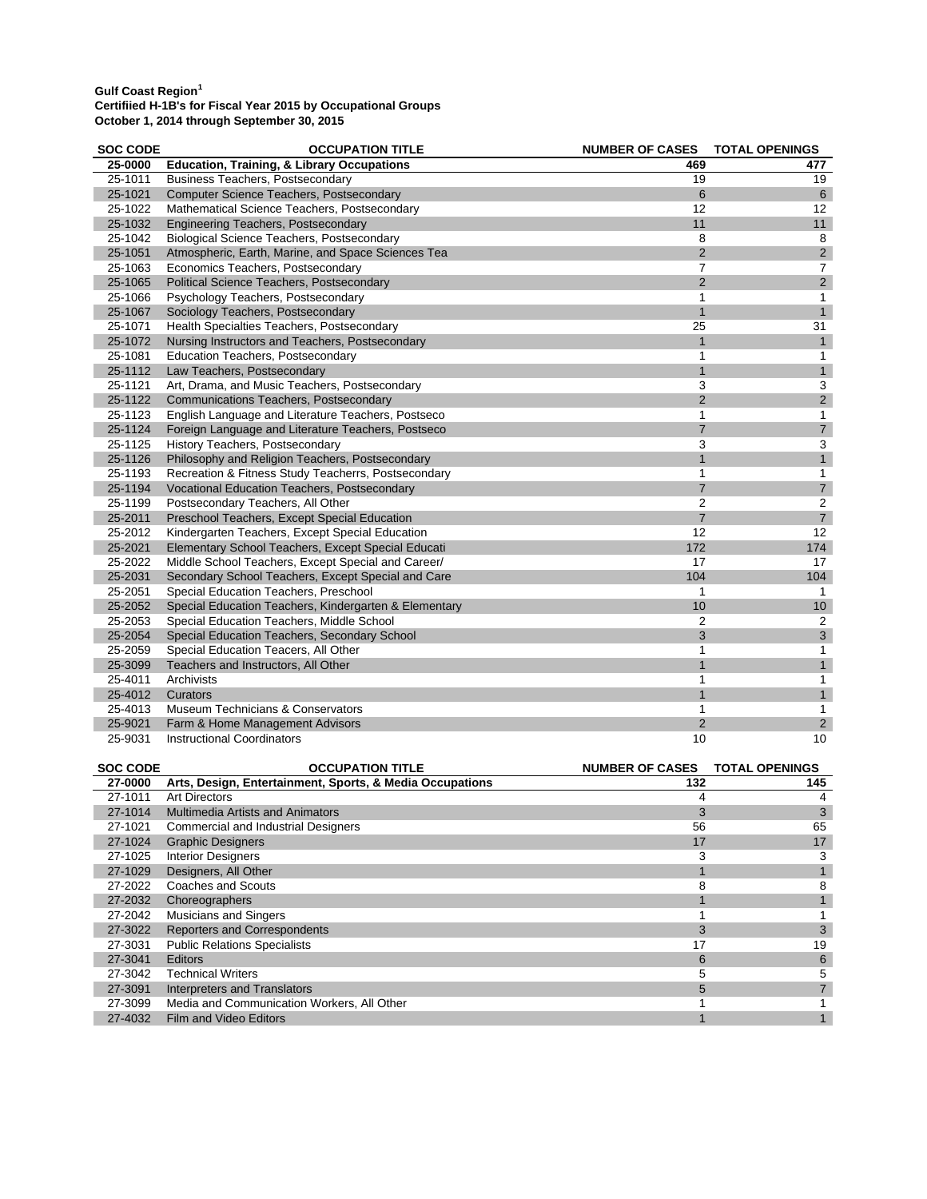**Gulf Coast Region[1]**
**Certifiied H-1B's for Fiscal Year 2015 by Occupational Groups**
**October 1, 2014 through September 30, 2015**

| SOC CODE | OCCUPATION TITLE | NUMBER OF CASES | TOTAL OPENINGS |
|---|---|---|---|
| **25-0000** | **Education, Training, & Library Occupations** | **469** | **477** |
| 25-1011 | Business Teachers, Postsecondary | 19 | 19 |
| 25-1021 | Computer Science Teachers, Postsecondary | 6 | 6 |
| 25-1022 | Mathematical Science Teachers, Postsecondary | 12 | 12 |
| 25-1032 | Engineering Teachers, Postsecondary | 11 | 11 |
| 25-1042 | Biological Science Teachers, Postsecondary | 8 | 8 |
| 25-1051 | Atmospheric, Earth, Marine, and Space Sciences Tea | 2 | 2 |
| 25-1063 | Economics Teachers, Postsecondary | 7 | 7 |
| 25-1065 | Political Science Teachers, Postsecondary | 2 | 2 |
| 25-1066 | Psychology Teachers, Postsecondary | 1 | 1 |
| 25-1067 | Sociology Teachers, Postsecondary | 1 | 1 |
| 25-1071 | Health Specialties Teachers, Postsecondary | 25 | 31 |
| 25-1072 | Nursing Instructors and Teachers, Postsecondary | 1 | 1 |
| 25-1081 | Education Teachers, Postsecondary | 1 | 1 |
| 25-1112 | Law Teachers, Postsecondary | 1 | 1 |
| 25-1121 | Art, Drama, and Music Teachers, Postsecondary | 3 | 3 |
| 25-1122 | Communications Teachers, Postsecondary | 2 | 2 |
| 25-1123 | English Language and Literature Teachers, Postseco | 1 | 1 |
| 25-1124 | Foreign Language and Literature Teachers, Postseco | 7 | 7 |
| 25-1125 | History Teachers, Postsecondary | 3 | 3 |
| 25-1126 | Philosophy and Religion Teachers, Postsecondary | 1 | 1 |
| 25-1193 | Recreation & Fitness Study Teacherrs, Postsecondary | 1 | 1 |
| 25-1194 | Vocational Education Teachers, Postsecondary | 7 | 7 |
| 25-1199 | Postsecondary Teachers, All Other | 2 | 2 |
| 25-2011 | Preschool Teachers, Except Special Education | 7 | 7 |
| 25-2012 | Kindergarten Teachers, Except Special Education | 12 | 12 |
| 25-2021 | Elementary School Teachers, Except Special Educati | 172 | 174 |
| 25-2022 | Middle School Teachers, Except Special and Career/ | 17 | 17 |
| 25-2031 | Secondary School Teachers, Except Special and Care | 104 | 104 |
| 25-2051 | Special Education Teachers, Preschool | 1 | 1 |
| 25-2052 | Special Education Teachers, Kindergarten & Elementary | 10 | 10 |
| 25-2053 | Special Education Teachers, Middle School | 2 | 2 |
| 25-2054 | Special Education Teachers, Secondary School | 3 | 3 |
| 25-2059 | Special Education Teacers, All Other | 1 | 1 |
| 25-3099 | Teachers and Instructors, All Other | 1 | 1 |
| 25-4011 | Archivists | 1 | 1 |
| 25-4012 | Curators | 1 | 1 |
| 25-4013 | Museum Technicians & Conservators | 1 | 1 |
| 25-9021 | Farm & Home Management Advisors | 2 | 2 |
| 25-9031 | Instructional Coordinators | 10 | 10 |

| SOC CODE | OCCUPATION TITLE | NUMBER OF CASES | TOTAL OPENINGS |
|---|---|---|---|
| **27-0000** | **Arts, Design, Entertainment, Sports, & Media Occupations** | **132** | **145** |
| 27-1011 | Art Directors | 4 | 4 |
| 27-1014 | Multimedia Artists and Animators | 3 | 3 |
| 27-1021 | Commercial and Industrial Designers | 56 | 65 |
| 27-1024 | Graphic Designers | 17 | 17 |
| 27-1025 | Interior Designers | 3 | 3 |
| 27-1029 | Designers, All Other | 1 | 1 |
| 27-2022 | Coaches and Scouts | 8 | 8 |
| 27-2032 | Choreographers | 1 | 1 |
| 27-2042 | Musicians and Singers | 1 | 1 |
| 27-3022 | Reporters and Correspondents | 3 | 3 |
| 27-3031 | Public Relations Specialists | 17 | 19 |
| 27-3041 | Editors | 6 | 6 |
| 27-3042 | Technical Writers | 5 | 5 |
| 27-3091 | Interpreters and Translators | 5 | 7 |
| 27-3099 | Media and Communication Workers, All Other | 1 | 1 |
| 27-4032 | Film and Video Editors | 1 | 1 |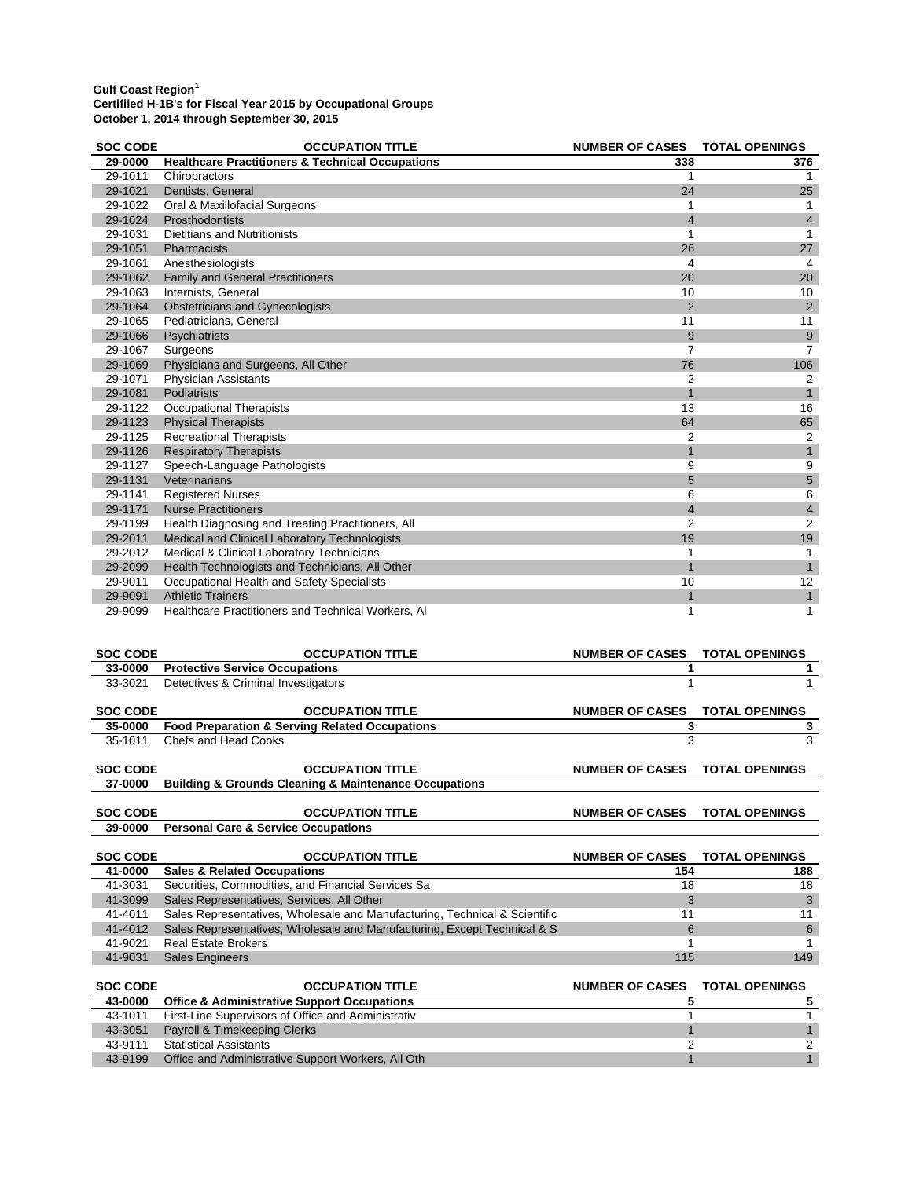**Gulf Coast Region[1]**
**Certifiied H-1B's for Fiscal Year 2015 by Occupational Groups**
**October 1, 2014 through September 30, 2015**

| SOC CODE | OCCUPATION TITLE | NUMBER OF CASES | TOTAL OPENINGS |
|---|---|---|---|
| **29-0000** | **Healthcare Practitioners & Technical Occupations** | **338** | **376** |
| 29-1011 | Chiropractors | 1 | 1 |
| 29-1021 | Dentists, General | 24 | 25 |
| 29-1022 | Oral & Maxillofacial Surgeons | 1 | 1 |
| 29-1024 | Prosthodontists | 4 | 4 |
| 29-1031 | Dietitians and Nutritionists | 1 | 1 |
| 29-1051 | Pharmacists | 26 | 27 |
| 29-1061 | Anesthesiologists | 4 | 4 |
| 29-1062 | Family and General Practitioners | 20 | 20 |
| 29-1063 | Internists, General | 10 | 10 |
| 29-1064 | Obstetricians and Gynecologists | 2 | 2 |
| 29-1065 | Pediatricians, General | 11 | 11 |
| 29-1066 | Psychiatrists | 9 | 9 |
| 29-1067 | Surgeons | 7 | 7 |
| 29-1069 | Physicians and Surgeons, All Other | 76 | 106 |
| 29-1071 | Physician Assistants | 2 | 2 |
| 29-1081 | Podiatrists | 1 | 1 |
| 29-1122 | Occupational Therapists | 13 | 16 |
| 29-1123 | Physical Therapists | 64 | 65 |
| 29-1125 | Recreational Therapists | 2 | 2 |
| 29-1126 | Respiratory Therapists | 1 | 1 |
| 29-1127 | Speech-Language Pathologists | 9 | 9 |
| 29-1131 | Veterinarians | 5 | 5 |
| 29-1141 | Registered Nurses | 6 | 6 |
| 29-1171 | Nurse Practitioners | 4 | 4 |
| 29-1199 | Health Diagnosing and Treating Practitioners, All | 2 | 2 |
| 29-2011 | Medical and Clinical Laboratory Technologists | 19 | 19 |
| 29-2012 | Medical & Clinical Laboratory Technicians | 1 | 1 |
| 29-2099 | Health Technologists and Technicians, All Other | 1 | 1 |
| 29-9011 | Occupational Health and Safety Specialists | 10 | 12 |
| 29-9091 | Athletic Trainers | 1 | 1 |
| 29-9099 | Healthcare Practitioners and Technical Workers, Al | 1 | 1 |

| SOC CODE | OCCUPATION TITLE | NUMBER OF CASES | TOTAL OPENINGS |
|---|---|---|---|
| **33-0000** | **Protective Service Occupations** | **1** | **1** |
| 33-3021 | Detectives & Criminal Investigators | 1 | 1 |

| SOC CODE | OCCUPATION TITLE | NUMBER OF CASES | TOTAL OPENINGS |
|---|---|---|---|
| **35-0000** | **Food Preparation & Serving Related Occupations** | **3** | **3** |
| 35-1011 | Chefs and Head Cooks | 3 | 3 |

| SOC CODE | OCCUPATION TITLE | NUMBER OF CASES | TOTAL OPENINGS |
|---|---|---|---|
| **37-0000** | **Building & Grounds Cleaning & Maintenance Occupations** | | |

| SOC CODE | OCCUPATION TITLE | NUMBER OF CASES | TOTAL OPENINGS |
|---|---|---|---|
| **39-0000** | **Personal Care & Service Occupations** | | |

| SOC CODE | OCCUPATION TITLE | NUMBER OF CASES | TOTAL OPENINGS |
|---|---|---|---|
| **41-0000** | **Sales & Related Occupations** | **154** | **188** |
| 41-3031 | Securities, Commodities, and Financial Services Sa | 18 | 18 |
| 41-3099 | Sales Representatives, Services, All Other | 3 | 3 |
| 41-4011 | Sales Representatives, Wholesale and Manufacturing, Technical & Scientific | 11 | 11 |
| 41-4012 | Sales Representatives, Wholesale and Manufacturing, Except Technical & S | 6 | 6 |
| 41-9021 | Real Estate Brokers | 1 | 1 |
| 41-9031 | Sales Engineers | 115 | 149 |

| SOC CODE | OCCUPATION TITLE | NUMBER OF CASES | TOTAL OPENINGS |
|---|---|---|---|
| **43-0000** | **Office & Administrative Support Occupations** | **5** | **5** |
| 43-1011 | First-Line Supervisors of Office and Administrativ | 1 | 1 |
| 43-3051 | Payroll & Timekeeping Clerks | 1 | 1 |
| 43-9111 | Statistical Assistants | 2 | 2 |
| 43-9199 | Office and Administrative Support Workers, All Oth | 1 | 1 |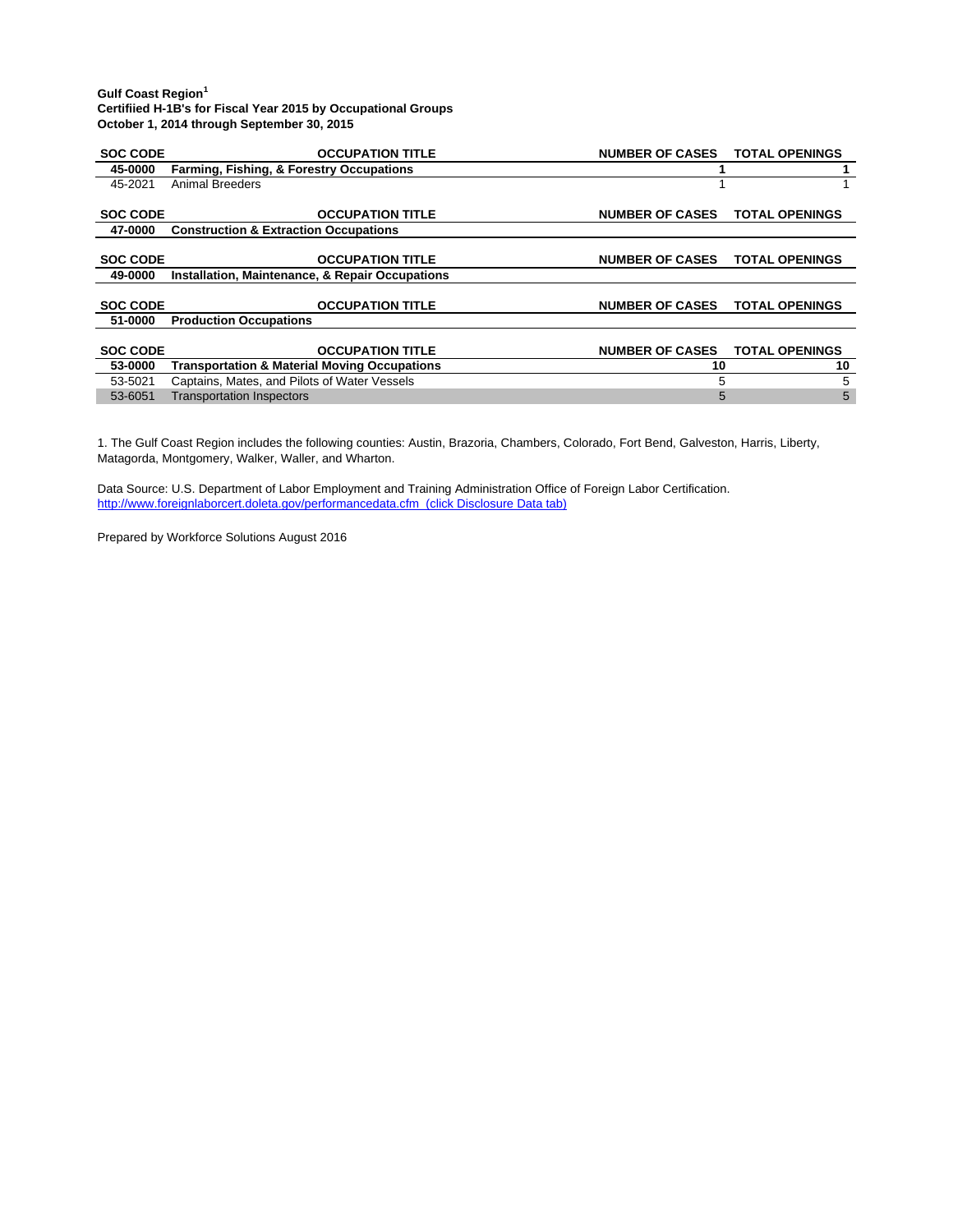**Gulf Coast Region[1]**
**Certifiied H-1B's for Fiscal Year 2015 by Occupational Groups**
**October 1, 2014 through September 30, 2015**

| SOC CODE | OCCUPATION TITLE | NUMBER OF CASES | TOTAL OPENINGS |
|---|---|---|---|
| **45-0000** | **Farming, Fishing, & Forestry Occupations** | **1** | **1** |
| 45-2021 | Animal Breeders | 1 | 1 |

| SOC CODE | OCCUPATION TITLE | NUMBER OF CASES | TOTAL OPENINGS |
|---|---|---|---|
| **47-0000** | **Construction & Extraction Occupations** | | |

| SOC CODE | OCCUPATION TITLE | NUMBER OF CASES | TOTAL OPENINGS |
|---|---|---|---|
| **49-0000** | **Installation, Maintenance, & Repair Occupations** | | |

| SOC CODE | OCCUPATION TITLE | NUMBER OF CASES | TOTAL OPENINGS |
|---|---|---|---|
| **51-0000** | **Production Occupations** | | |

| SOC CODE | OCCUPATION TITLE | NUMBER OF CASES | TOTAL OPENINGS |
|---|---|---|---|
| **53-0000** | **Transportation & Material Moving Occupations** | **10** | **10** |
| 53-5021 | Captains, Mates, and Pilots of Water Vessels | 5 | 5 |
| 53-6051 | Transportation Inspectors | 5 | 5 |

1. The Gulf Coast Region includes the following counties: Austin, Brazoria, Chambers, Colorado, Fort Bend, Galveston, Harris, Liberty, Matagorda, Montgomery, Walker, Waller, and Wharton.

Data Source: U.S. Department of Labor Employment and Training Administration Office of Foreign Labor Certification.
http://www.foreignlaborcert.doleta.gov/performancedata.cfm (click Disclosure Data tab)

Prepared by Workforce Solutions August 2016